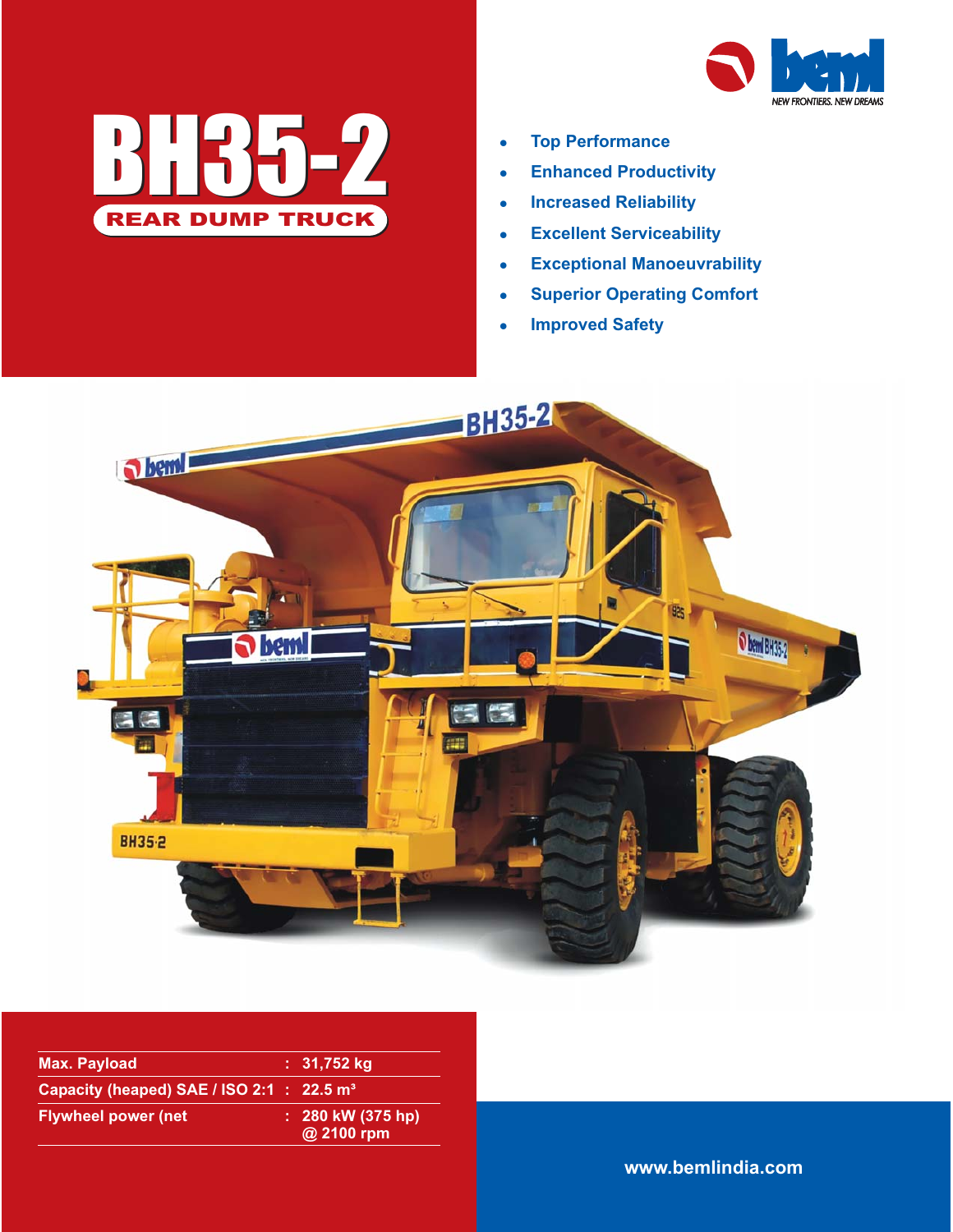# BH35-2

## REAR DUMP TRUCK

beml

NEW FRONTIERS. NEW DREAMS

- Top Performance
- Enhanced Productivity
- Increased Reliability
- Excellent Serviceability
- Exceptional Manoeuvrability
- Superior Operating Comfort
- Improved Safety

| | | |
|---|---|---|
| Max. Payload | : | 31,752 kg |
| Capacity (heaped) SAE / ISO 2:1 | : | 22.5 m³ |
| Flywheel power (net | : | 280 kW (375 hp) @ 2100 rpm |

www.bemlindia.com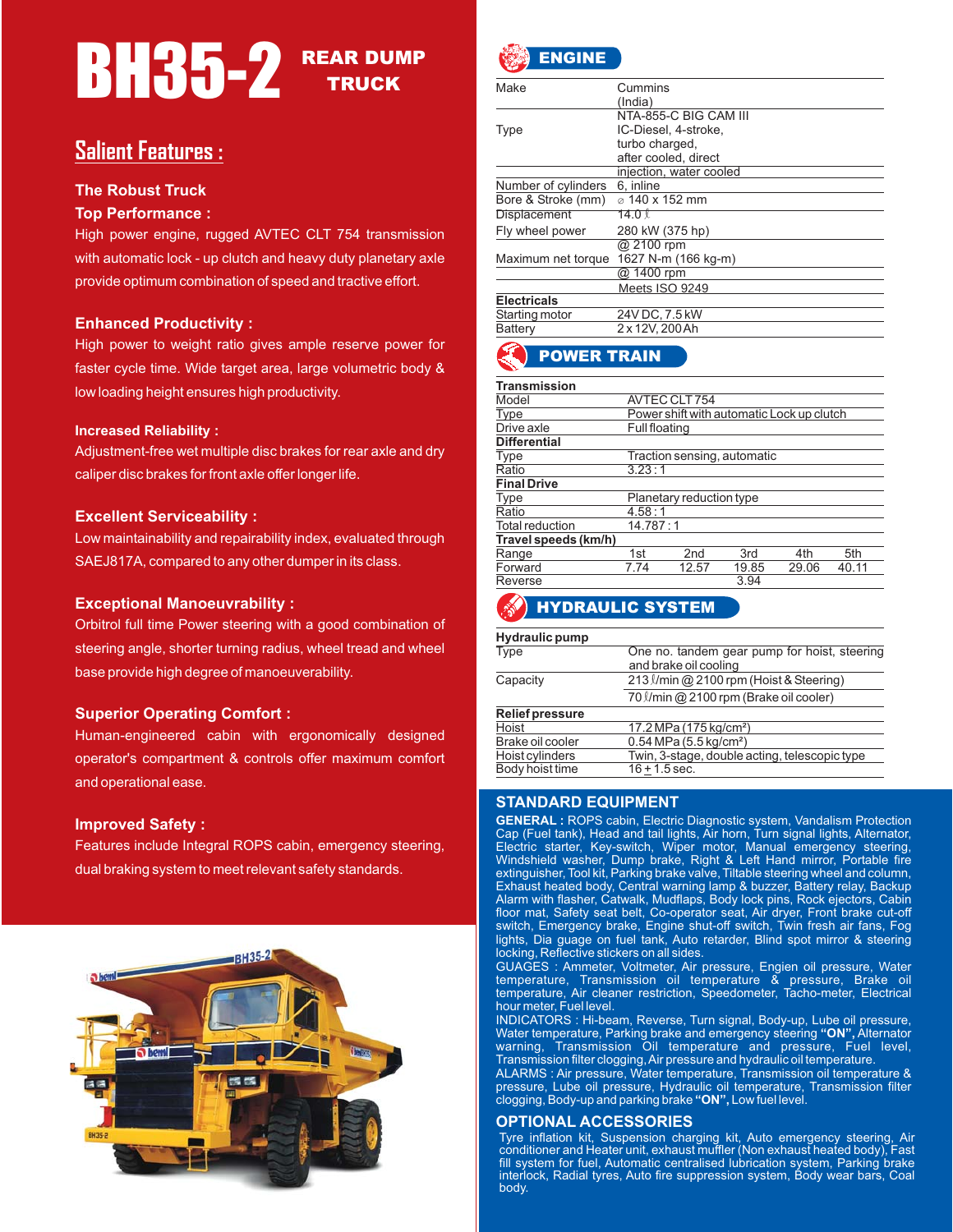# BH35-2 REAR DUMP TRUCK

## Salient Features :

### The Robust Truck

**Top Performance :**

High power engine, rugged AVTEC CLT 754 transmission with automatic lock - up clutch and heavy duty planetary axle provide optimum combination of speed and tractive effort.

**Enhanced Productivity :**

High power to weight ratio gives ample reserve power for faster cycle time. Wide target area, large volumetric body & low loading height ensures high productivity.

**Increased Reliability :**

Adjustment-free wet multiple disc brakes for rear axle and dry caliper disc brakes for front axle offer longer life.

**Excellent Serviceability :**

Low maintainability and repairability index, evaluated through SAEJ817A, compared to any other dumper in its class.

**Exceptional Manoeuvrability :**

Orbitrol full time Power steering with a good combination of steering angle, shorter turning radius, wheel tread and wheel base provide high degree of manoeuverability.

**Superior Operating Comfort :**

Human-engineered cabin with ergonomically designed operator's compartment & controls offer maximum comfort and operational ease.

**Improved Safety :**

Features include Integral ROPS cabin, emergency steering, dual braking system to meet relevant safety standards.

## ENGINE

| | |
|---|---|
| Make | Cummins (India) NTA-855-C BIG CAM III |
| Type | IC-Diesel, 4-stroke, turbo charged, after cooled, direct injection, water cooled |
| Number of cylinders | 6, inline |
| Bore & Stroke (mm) | ⌀ 140 x 152 mm |
| Displacement | 14.0 ℓ |
| Fly wheel power | 280 kW (375 hp) @ 2100 rpm |
| Maximum net torque | 1627 N-m (166 kg-m) @ 1400 rpm |
| | Meets ISO 9249 |
| **Electricals** | |
| Starting motor | 24V DC, 7.5 kW |
| Battery | 2 x 12V, 200 Ah |

## POWER TRAIN

| | | | | | |
|---|---|---|---|---|---|
| **Transmission** | | | | | |
| Model | AVTEC CLT 754 | | | | |
| Type | Power shift with automatic Lock up clutch | | | | |
| Drive axle | Full floating | | | | |
| **Differential** | | | | | |
| Type | Traction sensing, automatic | | | | |
| Ratio | 3.23 : 1 | | | | |
| **Final Drive** | | | | | |
| Type | Planetary reduction type | | | | |
| Ratio | 4.58 : 1 | | | | |
| Total reduction | 14.787 : 1 | | | | |
| **Travel speeds (km/h)** | | | | | |
| Range | 1st | 2nd | 3rd | 4th | 5th |
| Forward | 7.74 | 12.57 | 19.85 | 29.06 | 40.11 |
| Reverse | | | 3.94 | | |

## HYDRAULIC SYSTEM

| | |
|---|---|
| **Hydraulic pump** | |
| Type | One no. tandem gear pump for hoist, steering and brake oil cooling |
| Capacity | 213 ℓ/min @ 2100 rpm (Hoist & Steering) |
| | 70 ℓ/min @ 2100 rpm (Brake oil cooler) |
| **Relief pressure** | |
| Hoist | 17.2 MPa (175 kg/cm²) |
| Brake oil cooler | 0.54 MPa (5.5 kg/cm²) |
| Hoist cylinders | Twin, 3-stage, double acting, telescopic type |
| Body hoist time | 16 ± 1.5 sec. |

## STANDARD EQUIPMENT

**GENERAL :** ROPS cabin, Electric Diagnostic system, Vandalism Protection Cap (Fuel tank), Head and tail lights, Air horn, Turn signal lights, Alternator, Electric starter, Key-switch, Wiper motor, Manual emergency steering, Windshield washer, Dump brake, Right & Left Hand mirror, Portable fire extinguisher, Tool kit, Parking brake valve, Tiltable steering wheel and column, Exhaust heated body, Central warning lamp & buzzer, Battery relay, Backup Alarm with flasher, Catwalk, Mudflaps, Body lock pins, Rock ejectors, Cabin floor mat, Safety seat belt, Co-operator seat, Air dryer, Front brake cut-off switch, Emergency brake, Engine shut-off switch, Twin fresh air fans, Fog lights, Dia guage on fuel tank, Auto retarder, Blind spot mirror & steering locking, Reflective stickers on all sides.

GUAGES : Ammeter, Voltmeter, Air pressure, Engien oil pressure, Water temperature, Transmission oil temperature & pressure, Brake oil temperature, Air cleaner restriction, Speedometer, Tacho-meter, Electrical hour meter, Fuel level.

INDICATORS : Hi-beam, Reverse, Turn signal, Body-up, Lube oil pressure, Water temperature, Parking brake and emergency steering **"ON"**, Alternator warning, Transmission Oil temperature and pressure, Fuel level, Transmission filter clogging, Air pressure and hydraulic oil temperature.

ALARMS : Air pressure, Water temperature, Transmission oil temperature & pressure, Lube oil pressure, Hydraulic oil temperature, Transmission filter clogging, Body-up and parking brake **"ON"**, Low fuel level.

## OPTIONAL ACCESSORIES

Tyre inflation kit, Suspension charging kit, Auto emergency steering, Air conditioner and Heater unit, exhaust muffler (Non exhaust heated body), Fast fill system for fuel, Automatic centralised lubrication system, Parking brake interlock, Radial tyres, Auto fire suppression system, Body wear bars, Coal body.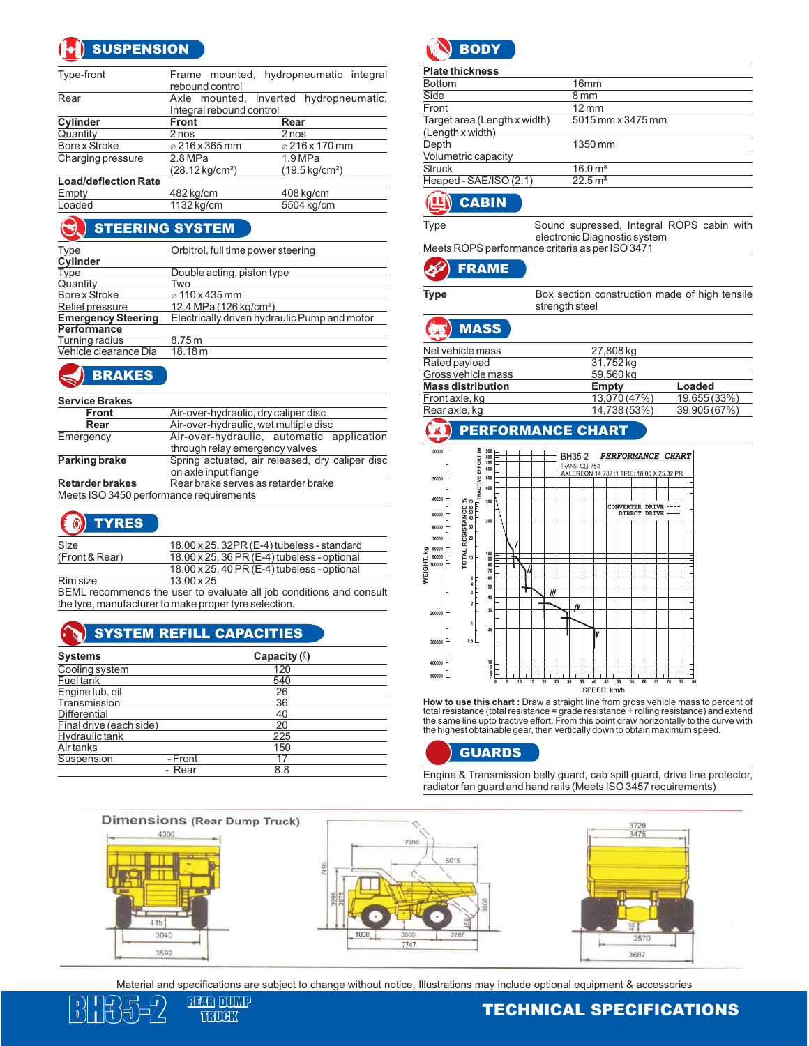## SUSPENSION

| | | |
|---|---|---|
| Type-front | Frame mounted, hydropneumatic integral rebound control | |
| Rear | Axle mounted, inverted hydropneumatic, Integral rebound control | |
| **Cylinder** | **Front** | **Rear** |
| Quantity | 2 nos | 2 nos |
| Bore x Stroke | ⌀ 216 x 365 mm | ⌀ 216 x 170 mm |
| Charging pressure | 2.8 MPa (28.12 kg/cm²) | 1.9 MPa (19.5 kg/cm²) |
| **Load/deflection Rate** | | |
| Empty | 482 kg/cm | 408 kg/cm |
| Loaded | 1132 kg/cm | 5504 kg/cm |

## STEERING SYSTEM

| | |
|---|---|
| Type | Orbitrol, full time power steering |
| **Cylinder** | |
| Type | Double acting, piston type |
| Quantity | Two |
| Bore x Stroke | ⌀ 110 x 435 mm |
| Relief pressure | 12.4 MPa (126 kg/cm²) |
| **Emergency Steering** | Electrically driven hydraulic Pump and motor |
| **Performance** | |
| Turning radius | 8.75 m |
| Vehicle clearance Dia | 18.18 m |

## BRAKES

| | |
|---|---|
| **Service Brakes** | |
| **Front** | Air-over-hydraulic, dry caliper disc |
| **Rear** | Air-over-hydraulic, wet multiple disc |
| Emergency | Air-over-hydraulic, automatic application through relay emergency valves |
| **Parking brake** | Spring actuated, air released, dry caliper disc on axle input flange |
| **Retarder brakes** | Rear brake serves as retarder brake |

Meets ISO 3450 performance requirements

## TYRES

| | |
|---|---|
| Size (Front & Rear) | 18.00 x 25, 32PR (E-4) tubeless - standard |
| | 18.00 x 25, 36 PR (E-4) tubeless - optional |
| | 18.00 x 25, 40 PR (E-4) tubeless - optional |
| Rim size | 13.00 x 25 |

BEML recommends the user to evaluate all job conditions and consult the tyre, manufacturer to make proper tyre selection.

## SYSTEM REFILL CAPACITIES

| Systems | | Capacity (ℓ) |
|---|---|---|
| Cooling system | | 120 |
| Fuel tank | | 540 |
| Engine lub. oil | | 26 |
| Transmission | | 36 |
| Differential | | 40 |
| Final drive (each side) | | 20 |
| Hydraulic tank | | 225 |
| Air tanks | | 150 |
| Suspension | - Front | 17 |
| | - Rear | 8.8 |

## BODY

| | |
|---|---|
| **Plate thickness** | |
| Bottom | 16mm |
| Side | 8 mm |
| Front | 12 mm |
| Target area (Length x width) (Length x width) | 5015 mm x 3475 mm |
| Depth | 1350 mm |
| Volumetric capacity | |
| Struck | 16.0 m³ |
| Heaped - SAE/ISO (2:1) | 22.5 m³ |

## CABIN

| | |
|---|---|
| Type | Sound supressed, Integral ROPS cabin with electronic Diagnostic system |

Meets ROPS performance criteria as per ISO 3471

## FRAME

| | |
|---|---|
| **Type** | Box section construction made of high tensile strength steel |

## MASS

| | | |
|---|---|---|
| Net vehicle mass | 27,808 kg | |
| Rated payload | 31,752 kg | |
| Gross vehicle mass | 59,560 kg | |
| **Mass distribution** | **Empty** | **Loaded** |
| Front axle, kg | 13,070 (47%) | 19,655 (33%) |
| Rear axle, kg | 14,738 (53%) | 39,905 (67%) |

## PERFORMANCE CHART

BH35-2 PERFORMANCE CHART
TRANS: CLT 754
AXLE REON 14.787:1 TIRE: 18.00 X 25.32 PR
CONVERTER DRIVE ----
DIRECT DRIVE ——

**How to use this chart :** Draw a straight line from gross vehicle mass to percent of total resistance (total resistance = grade resistance + rolling resistance) and extend the same line upto tractive effort. From this point draw horizontally to the curve with the highest obtainable gear, then vertically down to obtain maximum speed.

## GUARDS

Engine & Transmission belly guard, cab spill guard, drive line protector, radiator fan guard and hand rails (Meets ISO 3457 requirements)

## Dimensions (Rear Dump Truck)

Material and specifications are subject to change without notice, Illustrations may include optional equipment & accessories

BH35-2 REAR DUMP TRUCK

TECHNICAL SPECIFICATIONS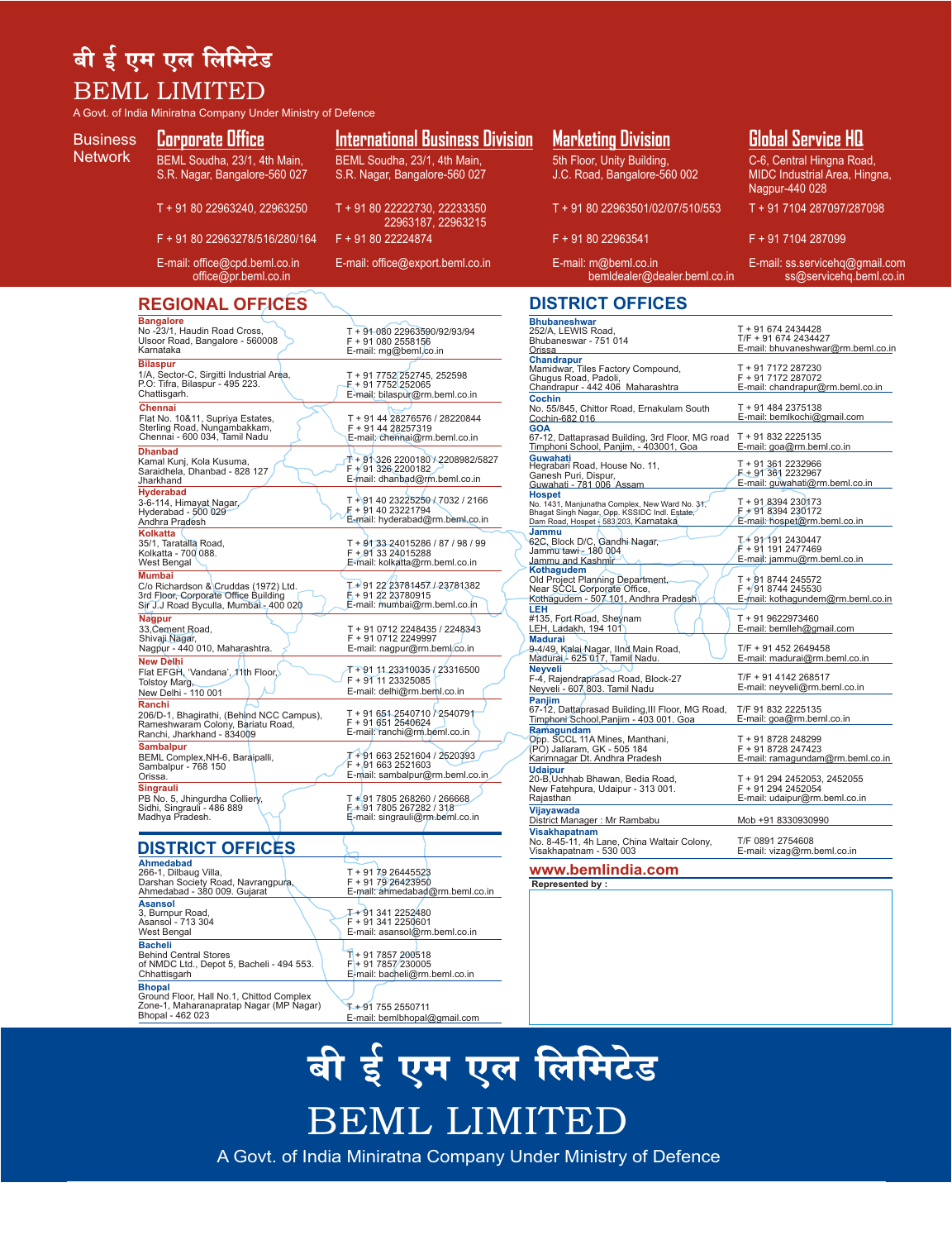# बी ई एम एल लिमिटेड

# BEML LIMITED

A Govt. of India Miniratna Company Under Ministry of Defence

## Business Network

| Corporate Office | International Business Division | Marketing Division | Global Service HQ |
|---|---|---|---|
| BEML Soudha, 23/1, 4th Main, S.R. Nagar, Bangalore-560 027 | BEML Soudha, 23/1, 4th Main, S.R. Nagar, Bangalore-560 027 | 5th Floor, Unity Building, J.C. Road, Bangalore-560 002 | C-6, Central Hingna Road, MIDC Industrial Area, Hingna, Nagpur-440 028 |
| T + 91 80 22963240, 22963250 | T + 91 80 22222730, 22233350 22963187, 22963215 | T + 91 80 22963501/02/07/510/553 | T + 91 7104 287097/287098 |
| F + 91 80 22963278/516/280/164 | F + 91 80 22224874 | F + 91 80 22963541 | F + 91 7104 287099 |
| E-mail: office@cpd.beml.co.in office@pr.beml.co.in | E-mail: office@export.beml.co.in | E-mail: m@beml.co.in bemldealer@dealer.beml.co.in | E-mail: ss.servicehq@gmail.com ss@servicehq.beml.co.in |

## REGIONAL OFFICES

| Office | Address | Contact |
|---|---|---|
| **Bangalore** | No -23/1, Haudin Road Cross, Ulsoor Road, Bangalore - 560008 Karnataka | T + 91 080 22963590/92/93/94<br>F + 91 080 2558156<br>E-mail: mg@beml.co.in |
| **Bilaspur** | 1/A, Sector-C, Sirgitti Industrial Area, P.O: Tifra, Bilaspur - 495 223. Chattisgarh. | T + 91 7752 252745, 252598<br>F + 91 7752 252065<br>E-mail: bilaspur@rm.beml.co.in |
| **Chennai** | Flat No. 10&11, Supriya Estates, Sterling Road, Nungambakkam, Chennai - 600 034, Tamil Nadu | T + 91 44 28276576 / 28220844<br>F + 91 44 28257319<br>E-mail: chennai@rm.beml.co.in |
| **Dhanbad** | Kamal Kunj, Kola Kusuma, Saraidhela, Dhanbad - 828 127 Jharkhand | T + 91 326 2200180 / 2208982/5827<br>F + 91 326 2200182<br>E-mail: dhanbad@rm.beml.co.in |
| **Hyderabad** | 3-6-114, Himayat Nagar, Hyderabad - 500 029 Andhra Pradesh | T + 91 40 23225250 / 7032 / 2166<br>F + 91 40 23221794<br>E-mail: hyderabad@rm.beml.co.in |
| **Kolkatta** | 35/1, Taratalla Road, Kolkatta - 700 088. West Bengal | T + 91 33 24015286 / 87 / 98 / 99<br>F + 91 33 24015288<br>E-mail: kolkatta@rm.beml.co.in |
| **Mumbai** | C/o Richardson & Cruddas (1972) Ltd. 3rd Floor, Corporate Office Building Sir J.J Road Byculla, Mumbai - 400 020 | T + 91 22 23781457 / 23781382<br>F + 91 22 23780915<br>E-mail: mumbai@rm.beml.co.in |
| **Nagpur** | 33,Cement Road, Shivaji Nagar, Nagpur - 440 010, Maharashtra. | T + 91 0712 2248435 / 2248343<br>F + 91 0712 2249997<br>E-mail: nagpur@rm.beml.co.in |
| **New Delhi** | Flat EFGH, 'Vandana', 11th Floor, Tolstoy Marg, New Delhi - 110 001 | T + 91 11 23310035 / 23316500<br>F + 91 11 23325085<br>E-mail: delhi@rm.beml.co.in |
| **Ranchi** | 206/D-1, Bhagirathi, (Behind NCC Campus), Rameshwaram Colony, Bariatu Road, Ranchi, Jharkhand - 834009 | T + 91 651 2540710 / 2540791<br>F + 91 651 2540624<br>E-mail: ranchi@rm.beml.co.in |
| **Sambalpur** | BEML Complex,NH-6, Baraipalli, Sambalpur - 768 150 Orissa. | T + 91 663 2521604 / 2520393<br>F + 91 663 2521603<br>E-mail: sambalpur@rm.beml.co.in |
| **Singrauli** | PB No. 5, Jhingurdha Colliery, Sidhi, Singrauli - 486 889 Madhya Pradesh. | T + 91 7805 268260 / 266668<br>F + 91 7805 267282 / 318<br>E-mail: singrauli@rm.beml.co.in |

## DISTRICT OFFICES

| Office | Address | Contact |
|---|---|---|
| **Ahmedabad** | 266-1, Dilbaug Villa, Darshan Society Road, Navrangpura, Ahmedabad - 380 009. Gujarat | T + 91 79 26445523<br>F + 91 79 26423950<br>E-mail: ahmedabad@rm.beml.co.in |
| **Asansol** | 3, Burnpur Road, Asansol - 713 304 West Bengal | T + 91 341 2252480<br>F + 91 341 2250601<br>E-mail: asansol@rm.beml.co.in |
| **Bacheli** | Behind Central Stores of NMDC Ltd., Depot 5, Bacheli - 494 553. Chhattisgarh | T + 91 7857 200518<br>F + 91 7857 230005<br>E-mail: bacheli@rm.beml.co.in |
| **Bhopal** | Ground Floor, Hall No.1, Chittod Complex Zone-1, Maharanapratap Nagar (MP Nagar) Bhopal - 462 023 | T + 91 755 2550711<br>E-mail: bemlbhopal@gmail.com |
| **Bhubaneshwar** | 252/A, LEWIS Road, Bhubaneswar - 751 014 Orissa | T + 91 674 2434428<br>T/F + 91 674 2434427<br>E-mail: bhuvaneshwar@rm.beml.co.in |
| **Chandrapur** | Mamidwar, Tiles Factory Compound, Ghugus Road, Padoli, Chandrapur - 442 406 Maharashtra | T + 91 7172 287230<br>F + 91 7172 287072<br>E-mail: chandrapur@rm.beml.co.in |
| **Cochin** | No. 55/845, Chittor Road, Ernakulam South Cochin-682 016 | T + 91 484 2375138<br>E-mail: bemlkochi@gmail.com |
| **GOA** | 67-12, Dattaprasad Building, 3rd Floor, MG road Timphoni School, Panjim, - 403001, Goa | T + 91 832 2225135<br>E-mail: goa@rm.beml.co.in |
| **Guwahati** | Hegrabari Road, House No. 11, Ganesh Puri, Dispur, Guwahati - 781 006 Assam | T + 91 361 2232966<br>F + 91 361 2232967<br>E-mail: guwahati@rm.beml.co.in |
| **Hospet** | No. 1431, Manjunatha Complex, New Ward No. 31, Bhagat Singh Nagar, Opp. KSSIDC Indl. Estate, Dam Road, Hospet - 583 203, Karnataka | T + 91 8394 230173<br>F + 91 8394 230172<br>E-mail: hospet@rm.beml.co.in |
| **Jammu** | 62C, Block D/C, Gandhi Nagar, Jammu tawi - 180 004 Jammu and Kashmir | T + 91 191 2430447<br>F + 91 191 2477469<br>E-mail: jammu@rm.beml.co.in |
| **Kothagudem** | Old Project Planning Department, Near SCCL Corporate Office, Kothagudem - 507 101, Andhra Pradesh | T + 91 8744 245572<br>F + 91 8744 245530<br>E-mail: kothagundem@rm.beml.co.in |
| **LEH** | #135, Fort Road, Sheynam LEH, Ladakh, 194 101 | T + 91 9622973460<br>E-mail: bemlleh@gmail.com |
| **Madurai** | 9-4/49, Kalai Nagar, IInd Main Road, Madurai - 625 017, Tamil Nadu. | T/F + 91 452 2649458<br>E-mail: madurai@rm.beml.co.in |
| **Neyveli** | F-4, Rajendraprasad Road, Block-27 Neyveli - 607 803. Tamil Nadu | T/F + 91 4142 268517<br>E-mail: neyveli@rm.beml.co.in |
| **Panjim** | 67-12, Dattaprasad Building,III Floor, MG Road, Timpnoni School,Panjim - 403 001. Goa | T/F 91 832 2225135<br>E-mail: goa@rm.beml.co.in |
| **Ramagundam** | Opp. SCCL 11A Mines, Manthani, (PO) Jallaram, GK - 505 184 Karimnagar Dt. Andhra Pradesh | T + 91 8728 248299<br>F + 91 8728 247423<br>E-mail: ramagundam@rm.beml.co.in |
| **Udaipur** | 20-B,Uchhab Bhawan, Bedia Road, New Fatehpura, Udaipur - 313 001. Rajasthan | T + 91 294 2452053, 2452055<br>F + 91 294 2452054<br>E-mail: udaipur@rm.beml.co.in |
| **Vijayawada** | District Manager : Mr Rambabu | Mob +91 8330930990 |
| **Visakhapatnam** | No. 8-45-11, 4h Lane, China Waltair Colony, Visakhapatnam - 530 003 | T/F 0891 2754608<br>E-mail: vizag@rm.beml.co.in |

**www.bemlindia.com**

Represented by :

# बी ई एम एल लिमिटेड

# BEML LIMITED

A Govt. of India Miniratna Company Under Ministry of Defence